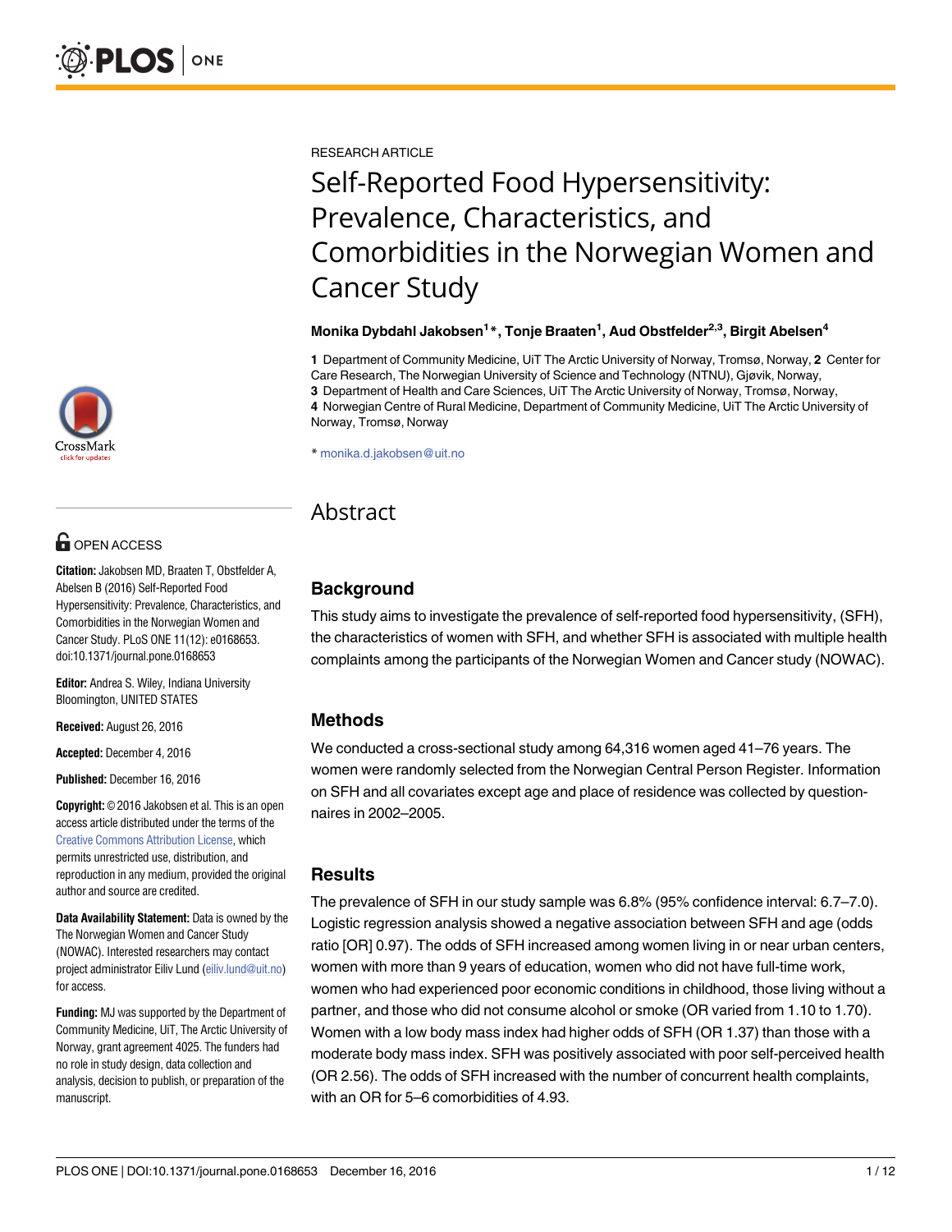RESEARCH ARTICLE

# Self-Reported Food Hypersensitivity: Prevalence, Characteristics, and Comorbidities in the Norwegian Women and Cancer Study

**Monika Dybdahl Jakobsen[1]*, Tonje Braaten[1], Aud Obstfelder[2,3], Birgit Abelsen[4]**

**1** Department of Community Medicine, UiT The Arctic University of Norway, Tromsø, Norway, **2** Center for Care Research, The Norwegian University of Science and Technology (NTNU), Gjøvik, Norway, **3** Department of Health and Care Sciences, UiT The Arctic University of Norway, Tromsø, Norway, **4** Norwegian Centre of Rural Medicine, Department of Community Medicine, UiT The Arctic University of Norway, Tromsø, Norway

* monika.d.jakobsen@uit.no

OPEN ACCESS

**Citation:** Jakobsen MD, Braaten T, Obstfelder A, Abelsen B (2016) Self-Reported Food Hypersensitivity: Prevalence, Characteristics, and Comorbidities in the Norwegian Women and Cancer Study. PLoS ONE 11(12): e0168653. doi:10.1371/journal.pone.0168653

**Editor:** Andrea S. Wiley, Indiana University Bloomington, UNITED STATES

**Received:** August 26, 2016

**Accepted:** December 4, 2016

**Published:** December 16, 2016

**Copyright:** © 2016 Jakobsen et al. This is an open access article distributed under the terms of the Creative Commons Attribution License, which permits unrestricted use, distribution, and reproduction in any medium, provided the original author and source are credited.

**Data Availability Statement:** Data is owned by the The Norwegian Women and Cancer Study (NOWAC). Interested researchers may contact project administrator Eiliv Lund (eiliv.lund@uit.no) for access.

**Funding:** MJ was supported by the Department of Community Medicine, UiT, The Arctic University of Norway, grant agreement 4025. The funders had no role in study design, data collection and analysis, decision to publish, or preparation of the manuscript.

## Abstract

### Background

This study aims to investigate the prevalence of self-reported food hypersensitivity, (SFH), the characteristics of women with SFH, and whether SFH is associated with multiple health complaints among the participants of the Norwegian Women and Cancer study (NOWAC).

### Methods

We conducted a cross-sectional study among 64,316 women aged 41–76 years. The women were randomly selected from the Norwegian Central Person Register. Information on SFH and all covariates except age and place of residence was collected by questionnaires in 2002–2005.

### Results

The prevalence of SFH in our study sample was 6.8% (95% confidence interval: 6.7–7.0). Logistic regression analysis showed a negative association between SFH and age (odds ratio [OR] 0.97). The odds of SFH increased among women living in or near urban centers, women with more than 9 years of education, women who did not have full-time work, women who had experienced poor economic conditions in childhood, those living without a partner, and those who did not consume alcohol or smoke (OR varied from 1.10 to 1.70). Women with a low body mass index had higher odds of SFH (OR 1.37) than those with a moderate body mass index. SFH was positively associated with poor self-perceived health (OR 2.56). The odds of SFH increased with the number of concurrent health complaints, with an OR for 5–6 comorbidities of 4.93.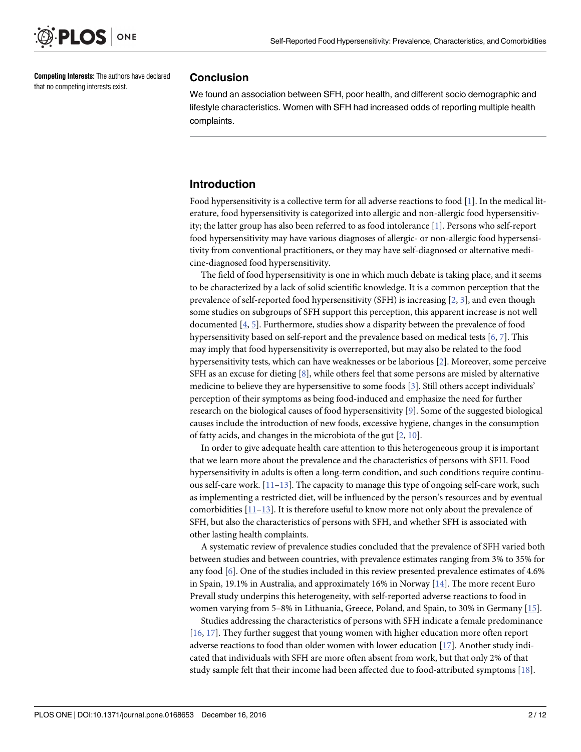**Competing Interests:** The authors have declared that no competing interests exist.

## Conclusion

We found an association between SFH, poor health, and different socio demographic and lifestyle characteristics. Women with SFH had increased odds of reporting multiple health complaints.

## Introduction

Food hypersensitivity is a collective term for all adverse reactions to food [1]. In the medical literature, food hypersensitivity is categorized into allergic and non-allergic food hypersensitivity; the latter group has also been referred to as food intolerance [1]. Persons who self-report food hypersensitivity may have various diagnoses of allergic- or non-allergic food hypersensitivity from conventional practitioners, or they may have self-diagnosed or alternative medicine-diagnosed food hypersensitivity.

The field of food hypersensitivity is one in which much debate is taking place, and it seems to be characterized by a lack of solid scientific knowledge. It is a common perception that the prevalence of self-reported food hypersensitivity (SFH) is increasing [2, 3], and even though some studies on subgroups of SFH support this perception, this apparent increase is not well documented [4, 5]. Furthermore, studies show a disparity between the prevalence of food hypersensitivity based on self-report and the prevalence based on medical tests [6, 7]. This may imply that food hypersensitivity is overreported, but may also be related to the food hypersensitivity tests, which can have weaknesses or be laborious [2]. Moreover, some perceive SFH as an excuse for dieting [8], while others feel that some persons are misled by alternative medicine to believe they are hypersensitive to some foods [3]. Still others accept individuals' perception of their symptoms as being food-induced and emphasize the need for further research on the biological causes of food hypersensitivity [9]. Some of the suggested biological causes include the introduction of new foods, excessive hygiene, changes in the consumption of fatty acids, and changes in the microbiota of the gut [2, 10].

In order to give adequate health care attention to this heterogeneous group it is important that we learn more about the prevalence and the characteristics of persons with SFH. Food hypersensitivity in adults is often a long-term condition, and such conditions require continuous self-care work. [11–13]. The capacity to manage this type of ongoing self-care work, such as implementing a restricted diet, will be influenced by the person's resources and by eventual comorbidities [11–13]. It is therefore useful to know more not only about the prevalence of SFH, but also the characteristics of persons with SFH, and whether SFH is associated with other lasting health complaints.

A systematic review of prevalence studies concluded that the prevalence of SFH varied both between studies and between countries, with prevalence estimates ranging from 3% to 35% for any food [6]. One of the studies included in this review presented prevalence estimates of 4.6% in Spain, 19.1% in Australia, and approximately 16% in Norway [14]. The more recent Euro Prevall study underpins this heterogeneity, with self-reported adverse reactions to food in women varying from 5–8% in Lithuania, Greece, Poland, and Spain, to 30% in Germany [15].

Studies addressing the characteristics of persons with SFH indicate a female predominance [16, 17]. They further suggest that young women with higher education more often report adverse reactions to food than older women with lower education [17]. Another study indicated that individuals with SFH are more often absent from work, but that only 2% of that study sample felt that their income had been affected due to food-attributed symptoms [18].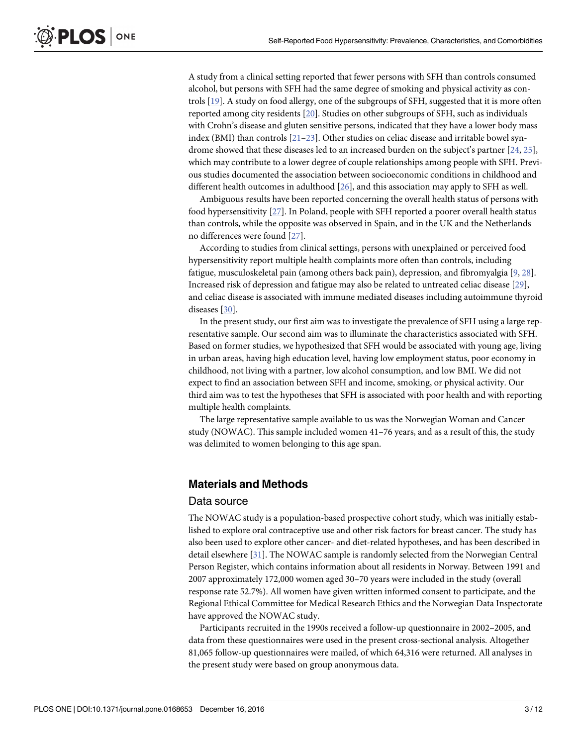A study from a clinical setting reported that fewer persons with SFH than controls consumed alcohol, but persons with SFH had the same degree of smoking and physical activity as controls [19]. A study on food allergy, one of the subgroups of SFH, suggested that it is more often reported among city residents [20]. Studies on other subgroups of SFH, such as individuals with Crohn's disease and gluten sensitive persons, indicated that they have a lower body mass index (BMI) than controls [21–23]. Other studies on celiac disease and irritable bowel syndrome showed that these diseases led to an increased burden on the subject's partner [24, 25], which may contribute to a lower degree of couple relationships among people with SFH. Previous studies documented the association between socioeconomic conditions in childhood and different health outcomes in adulthood [26], and this association may apply to SFH as well.

Ambiguous results have been reported concerning the overall health status of persons with food hypersensitivity [27]. In Poland, people with SFH reported a poorer overall health status than controls, while the opposite was observed in Spain, and in the UK and the Netherlands no differences were found [27].

According to studies from clinical settings, persons with unexplained or perceived food hypersensitivity report multiple health complaints more often than controls, including fatigue, musculoskeletal pain (among others back pain), depression, and fibromyalgia [9, 28]. Increased risk of depression and fatigue may also be related to untreated celiac disease [29], and celiac disease is associated with immune mediated diseases including autoimmune thyroid diseases [30].

In the present study, our first aim was to investigate the prevalence of SFH using a large representative sample. Our second aim was to illuminate the characteristics associated with SFH. Based on former studies, we hypothesized that SFH would be associated with young age, living in urban areas, having high education level, having low employment status, poor economy in childhood, not living with a partner, low alcohol consumption, and low BMI. We did not expect to find an association between SFH and income, smoking, or physical activity. Our third aim was to test the hypotheses that SFH is associated with poor health and with reporting multiple health complaints.

The large representative sample available to us was the Norwegian Woman and Cancer study (NOWAC). This sample included women 41–76 years, and as a result of this, the study was delimited to women belonging to this age span.

## Materials and Methods

### Data source

The NOWAC study is a population-based prospective cohort study, which was initially established to explore oral contraceptive use and other risk factors for breast cancer. The study has also been used to explore other cancer- and diet-related hypotheses, and has been described in detail elsewhere [31]. The NOWAC sample is randomly selected from the Norwegian Central Person Register, which contains information about all residents in Norway. Between 1991 and 2007 approximately 172,000 women aged 30–70 years were included in the study (overall response rate 52.7%). All women have given written informed consent to participate, and the Regional Ethical Committee for Medical Research Ethics and the Norwegian Data Inspectorate have approved the NOWAC study.

Participants recruited in the 1990s received a follow-up questionnaire in 2002–2005, and data from these questionnaires were used in the present cross-sectional analysis. Altogether 81,065 follow-up questionnaires were mailed, of which 64,316 were returned. All analyses in the present study were based on group anonymous data.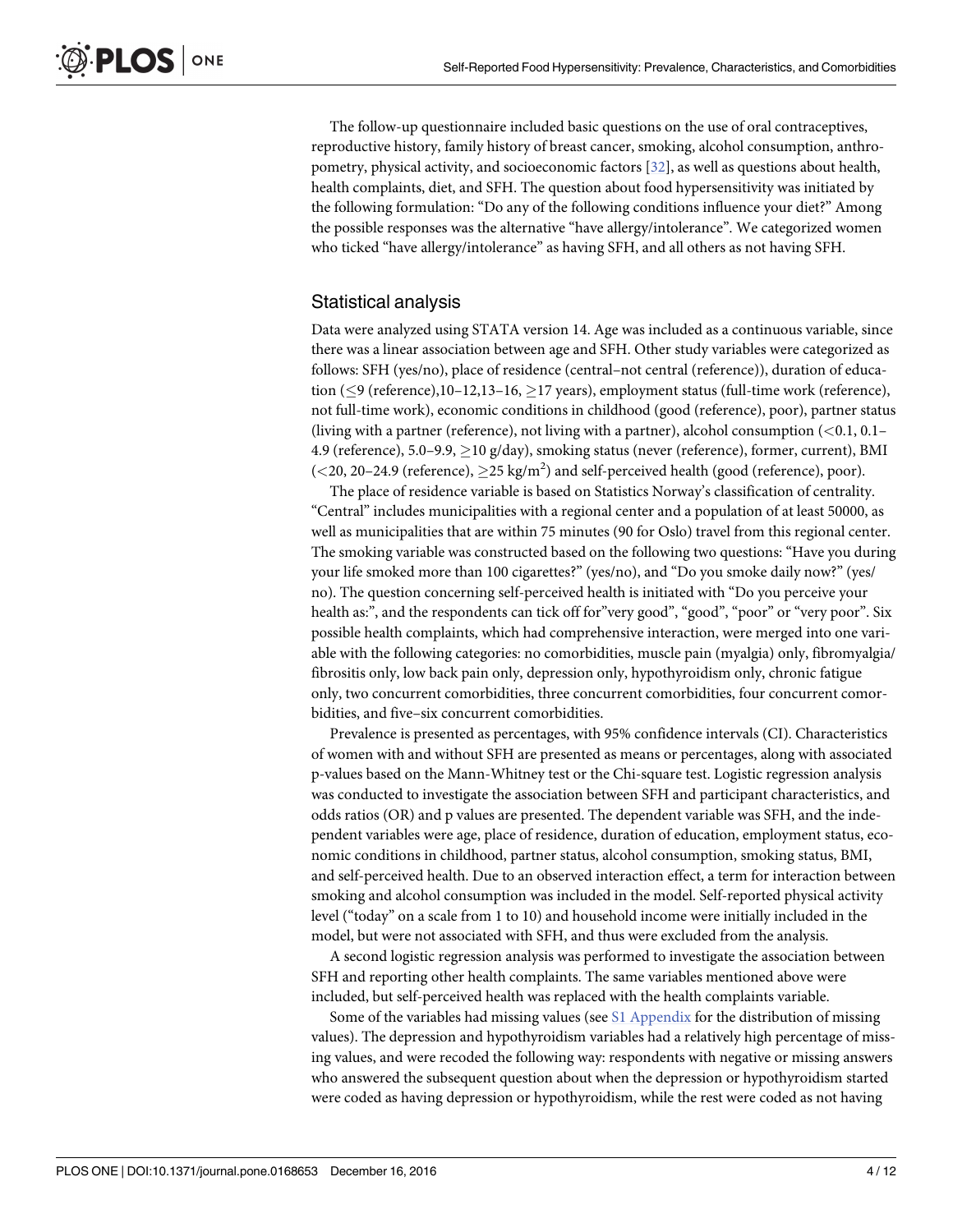The follow-up questionnaire included basic questions on the use of oral contraceptives, reproductive history, family history of breast cancer, smoking, alcohol consumption, anthropometry, physical activity, and socioeconomic factors [32], as well as questions about health, health complaints, diet, and SFH. The question about food hypersensitivity was initiated by the following formulation: "Do any of the following conditions influence your diet?" Among the possible responses was the alternative "have allergy/intolerance". We categorized women who ticked "have allergy/intolerance" as having SFH, and all others as not having SFH.

## Statistical analysis

Data were analyzed using STATA version 14. Age was included as a continuous variable, since there was a linear association between age and SFH. Other study variables were categorized as follows: SFH (yes/no), place of residence (central–not central (reference)), duration of education ($\leq$9 (reference),10–12,13–16, $\geq$17 years), employment status (full-time work (reference), not full-time work), economic conditions in childhood (good (reference), poor), partner status (living with a partner (reference), not living with a partner), alcohol consumption ($<$0.1, 0.1–4.9 (reference), 5.0–9.9, $\geq$10 g/day), smoking status (never (reference), former, current), BMI ($<$20, 20–24.9 (reference), $\geq$25 kg/m$^2$) and self-perceived health (good (reference), poor).

The place of residence variable is based on Statistics Norway's classification of centrality. "Central" includes municipalities with a regional center and a population of at least 50000, as well as municipalities that are within 75 minutes (90 for Oslo) travel from this regional center. The smoking variable was constructed based on the following two questions: "Have you during your life smoked more than 100 cigarettes?" (yes/no), and "Do you smoke daily now?" (yes/no). The question concerning self-perceived health is initiated with "Do you perceive your health as:", and the respondents can tick off for"very good", "good", "poor" or "very poor". Six possible health complaints, which had comprehensive interaction, were merged into one variable with the following categories: no comorbidities, muscle pain (myalgia) only, fibromyalgia/fibrositis only, low back pain only, depression only, hypothyroidism only, chronic fatigue only, two concurrent comorbidities, three concurrent comorbidities, four concurrent comorbidities, and five–six concurrent comorbidities.

Prevalence is presented as percentages, with 95% confidence intervals (CI). Characteristics of women with and without SFH are presented as means or percentages, along with associated p-values based on the Mann-Whitney test or the Chi-square test. Logistic regression analysis was conducted to investigate the association between SFH and participant characteristics, and odds ratios (OR) and p values are presented. The dependent variable was SFH, and the independent variables were age, place of residence, duration of education, employment status, economic conditions in childhood, partner status, alcohol consumption, smoking status, BMI, and self-perceived health. Due to an observed interaction effect, a term for interaction between smoking and alcohol consumption was included in the model. Self-reported physical activity level ("today" on a scale from 1 to 10) and household income were initially included in the model, but were not associated with SFH, and thus were excluded from the analysis.

A second logistic regression analysis was performed to investigate the association between SFH and reporting other health complaints. The same variables mentioned above were included, but self-perceived health was replaced with the health complaints variable.

Some of the variables had missing values (see S1 Appendix for the distribution of missing values). The depression and hypothyroidism variables had a relatively high percentage of missing values, and were recoded the following way: respondents with negative or missing answers who answered the subsequent question about when the depression or hypothyroidism started were coded as having depression or hypothyroidism, while the rest were coded as not having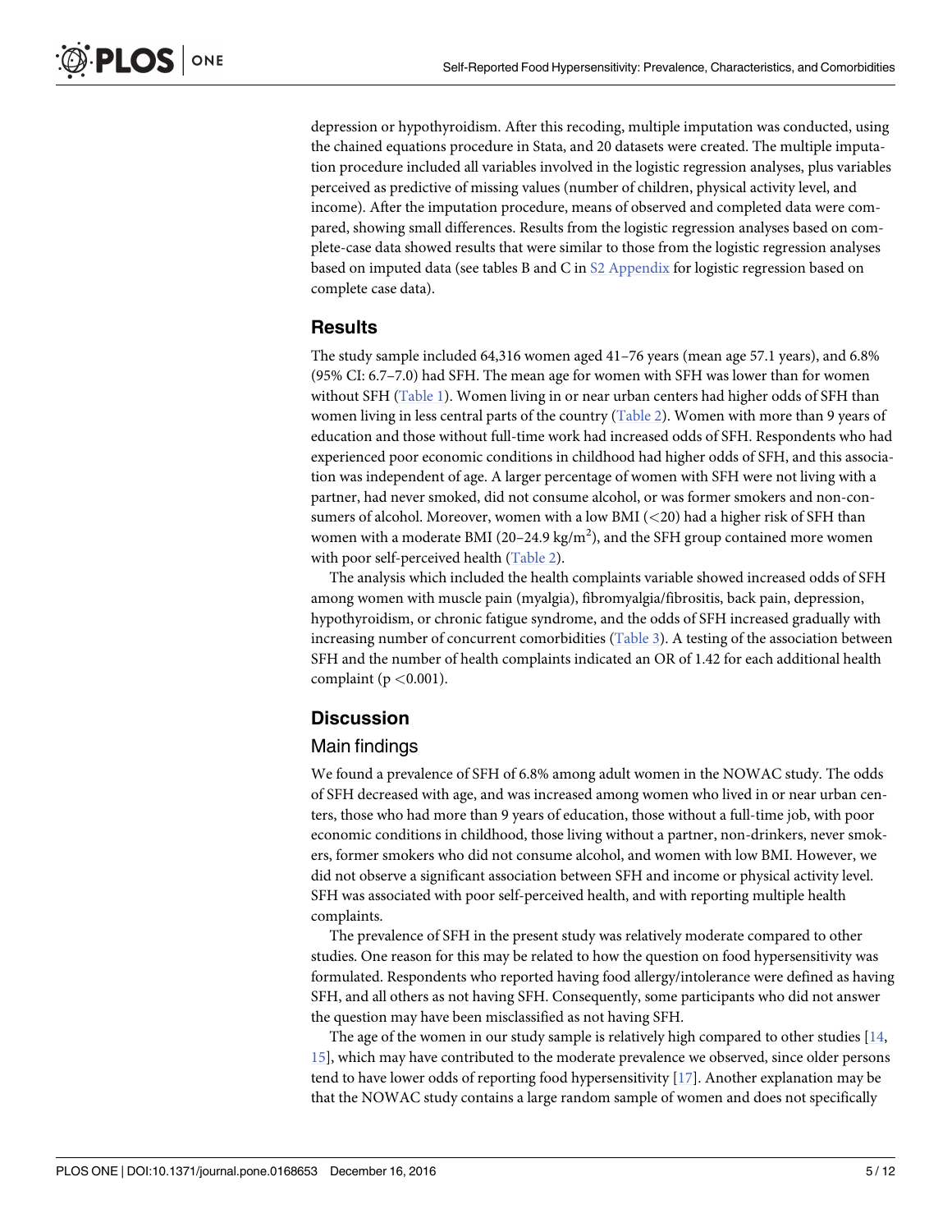depression or hypothyroidism. After this recoding, multiple imputation was conducted, using the chained equations procedure in Stata, and 20 datasets were created. The multiple imputation procedure included all variables involved in the logistic regression analyses, plus variables perceived as predictive of missing values (number of children, physical activity level, and income). After the imputation procedure, means of observed and completed data were compared, showing small differences. Results from the logistic regression analyses based on complete-case data showed results that were similar to those from the logistic regression analyses based on imputed data (see tables B and C in S2 Appendix for logistic regression based on complete case data).

## Results

The study sample included 64,316 women aged 41–76 years (mean age 57.1 years), and 6.8% (95% CI: 6.7–7.0) had SFH. The mean age for women with SFH was lower than for women without SFH (Table 1). Women living in or near urban centers had higher odds of SFH than women living in less central parts of the country (Table 2). Women with more than 9 years of education and those without full-time work had increased odds of SFH. Respondents who had experienced poor economic conditions in childhood had higher odds of SFH, and this association was independent of age. A larger percentage of women with SFH were not living with a partner, had never smoked, did not consume alcohol, or was former smokers and non-consumers of alcohol. Moreover, women with a low BMI (<20) had a higher risk of SFH than women with a moderate BMI (20–24.9 kg/m$^2$), and the SFH group contained more women with poor self-perceived health (Table 2).

The analysis which included the health complaints variable showed increased odds of SFH among women with muscle pain (myalgia), fibromyalgia/fibrositis, back pain, depression, hypothyroidism, or chronic fatigue syndrome, and the odds of SFH increased gradually with increasing number of concurrent comorbidities (Table 3). A testing of the association between SFH and the number of health complaints indicated an OR of 1.42 for each additional health complaint ($p < 0.001$).

## Discussion

### Main findings

We found a prevalence of SFH of 6.8% among adult women in the NOWAC study. The odds of SFH decreased with age, and was increased among women who lived in or near urban centers, those who had more than 9 years of education, those without a full-time job, with poor economic conditions in childhood, those living without a partner, non-drinkers, never smokers, former smokers who did not consume alcohol, and women with low BMI. However, we did not observe a significant association between SFH and income or physical activity level. SFH was associated with poor self-perceived health, and with reporting multiple health complaints.

The prevalence of SFH in the present study was relatively moderate compared to other studies. One reason for this may be related to how the question on food hypersensitivity was formulated. Respondents who reported having food allergy/intolerance were defined as having SFH, and all others as not having SFH. Consequently, some participants who did not answer the question may have been misclassified as not having SFH.

The age of the women in our study sample is relatively high compared to other studies [14, 15], which may have contributed to the moderate prevalence we observed, since older persons tend to have lower odds of reporting food hypersensitivity [17]. Another explanation may be that the NOWAC study contains a large random sample of women and does not specifically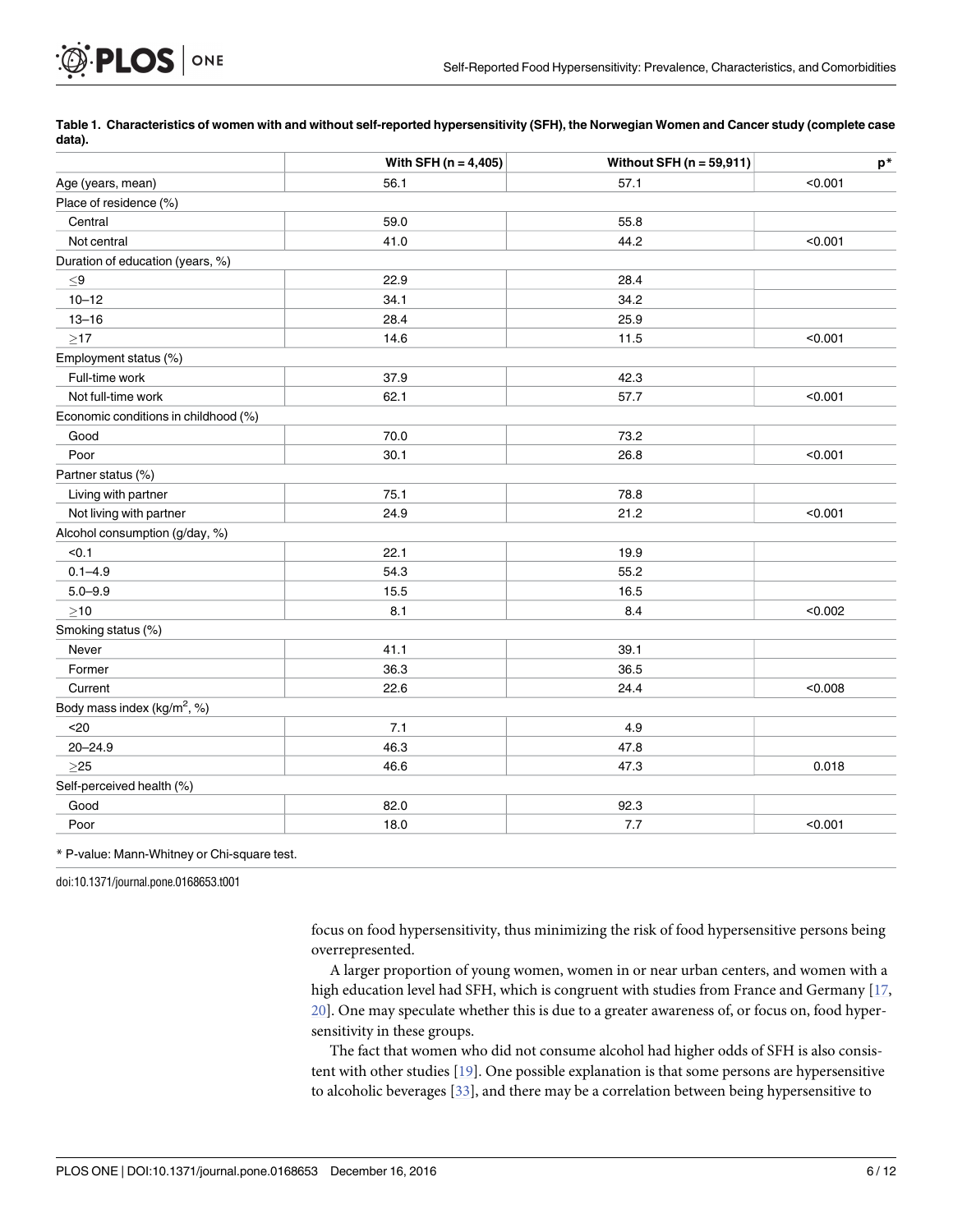**Table 1. Characteristics of women with and without self-reported hypersensitivity (SFH), the Norwegian Women and Cancer study (complete case data).**

| | With SFH (n = 4,405) | Without SFH (n = 59,911) | p* |
|---|---|---|---|
| Age (years, mean) | 56.1 | 57.1 | <0.001 |
| Place of residence (%) | | | |
| Central | 59.0 | 55.8 | |
| Not central | 41.0 | 44.2 | <0.001 |
| Duration of education (years, %) | | | |
| ≤9 | 22.9 | 28.4 | |
| 10–12 | 34.1 | 34.2 | |
| 13–16 | 28.4 | 25.9 | |
| ≥17 | 14.6 | 11.5 | <0.001 |
| Employment status (%) | | | |
| Full-time work | 37.9 | 42.3 | |
| Not full-time work | 62.1 | 57.7 | <0.001 |
| Economic conditions in childhood (%) | | | |
| Good | 70.0 | 73.2 | |
| Poor | 30.1 | 26.8 | <0.001 |
| Partner status (%) | | | |
| Living with partner | 75.1 | 78.8 | |
| Not living with partner | 24.9 | 21.2 | <0.001 |
| Alcohol consumption (g/day, %) | | | |
| <0.1 | 22.1 | 19.9 | |
| 0.1–4.9 | 54.3 | 55.2 | |
| 5.0–9.9 | 15.5 | 16.5 | |
| ≥10 | 8.1 | 8.4 | <0.002 |
| Smoking status (%) | | | |
| Never | 41.1 | 39.1 | |
| Former | 36.3 | 36.5 | |
| Current | 22.6 | 24.4 | <0.008 |
| Body mass index (kg/m$^2$, %) | | | |
| <20 | 7.1 | 4.9 | |
| 20–24.9 | 46.3 | 47.8 | |
| ≥25 | 46.6 | 47.3 | 0.018 |
| Self-perceived health (%) | | | |
| Good | 82.0 | 92.3 | |
| Poor | 18.0 | 7.7 | <0.001 |

* P-value: Mann-Whitney or Chi-square test.

doi:10.1371/journal.pone.0168653.t001

focus on food hypersensitivity, thus minimizing the risk of food hypersensitive persons being overrepresented.

A larger proportion of young women, women in or near urban centers, and women with a high education level had SFH, which is congruent with studies from France and Germany [17, 20]. One may speculate whether this is due to a greater awareness of, or focus on, food hypersensitivity in these groups.

The fact that women who did not consume alcohol had higher odds of SFH is also consistent with other studies [19]. One possible explanation is that some persons are hypersensitive to alcoholic beverages [33], and there may be a correlation between being hypersensitive to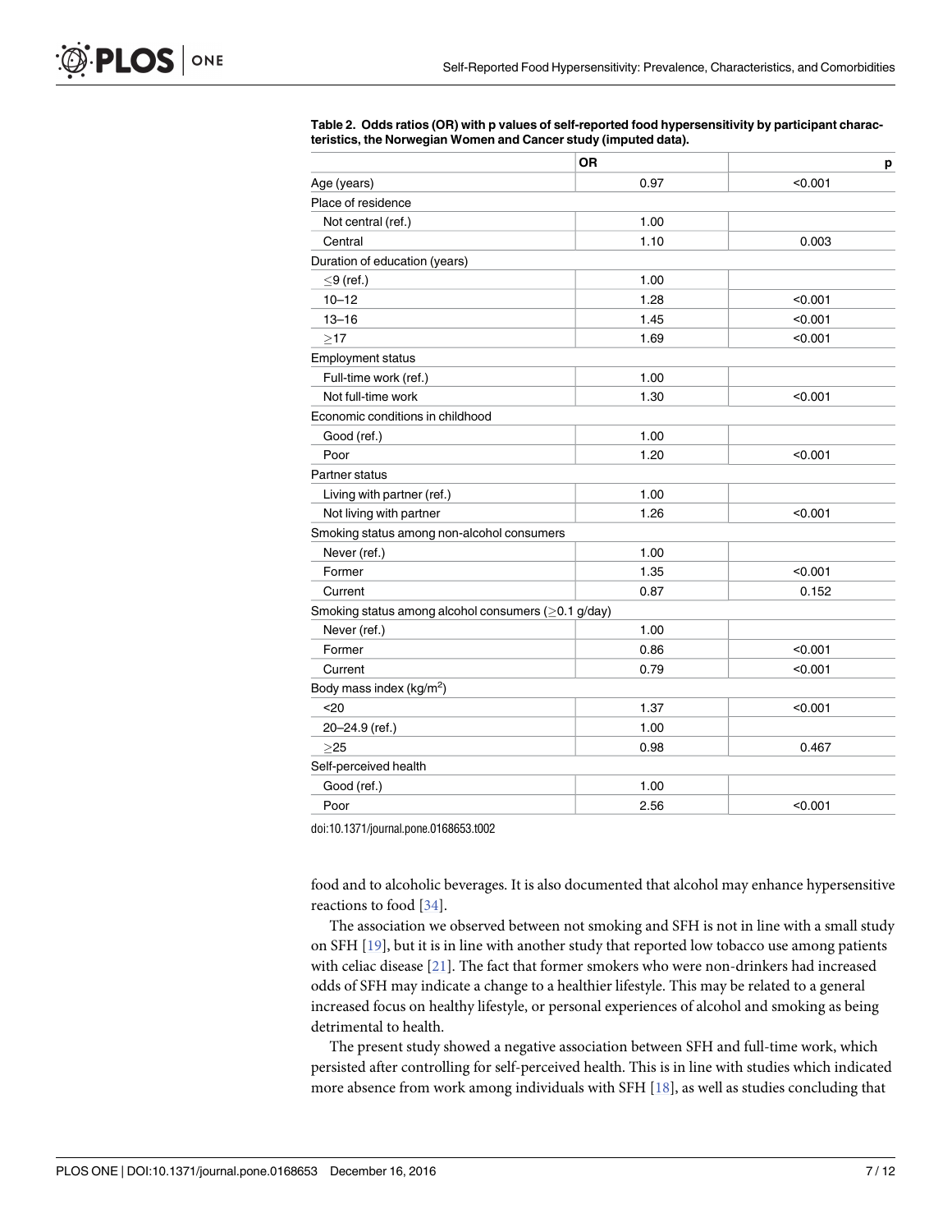**Table 2. Odds ratios (OR) with p values of self-reported food hypersensitivity by participant characteristics, the Norwegian Women and Cancer study (imputed data).**

| | OR | p |
|---|---|---|
| Age (years) | 0.97 | <0.001 |
| Place of residence | | |
| Not central (ref.) | 1.00 | |
| Central | 1.10 | 0.003 |
| Duration of education (years) | | |
| ≤9 (ref.) | 1.00 | |
| 10–12 | 1.28 | <0.001 |
| 13–16 | 1.45 | <0.001 |
| ≥17 | 1.69 | <0.001 |
| Employment status | | |
| Full-time work (ref.) | 1.00 | |
| Not full-time work | 1.30 | <0.001 |
| Economic conditions in childhood | | |
| Good (ref.) | 1.00 | |
| Poor | 1.20 | <0.001 |
| Partner status | | |
| Living with partner (ref.) | 1.00 | |
| Not living with partner | 1.26 | <0.001 |
| Smoking status among non-alcohol consumers | | |
| Never (ref.) | 1.00 | |
| Former | 1.35 | <0.001 |
| Current | 0.87 | 0.152 |
| Smoking status among alcohol consumers (≥0.1 g/day) | | |
| Never (ref.) | 1.00 | |
| Former | 0.86 | <0.001 |
| Current | 0.79 | <0.001 |
| Body mass index (kg/m$^2$) | | |
| <20 | 1.37 | <0.001 |
| 20–24.9 (ref.) | 1.00 | |
| ≥25 | 0.98 | 0.467 |
| Self-perceived health | | |
| Good (ref.) | 1.00 | |
| Poor | 2.56 | <0.001 |

doi:10.1371/journal.pone.0168653.t002

food and to alcoholic beverages. It is also documented that alcohol may enhance hypersensitive reactions to food [34].

The association we observed between not smoking and SFH is not in line with a small study on SFH [19], but it is in line with another study that reported low tobacco use among patients with celiac disease [21]. The fact that former smokers who were non-drinkers had increased odds of SFH may indicate a change to a healthier lifestyle. This may be related to a general increased focus on healthy lifestyle, or personal experiences of alcohol and smoking as being detrimental to health.

The present study showed a negative association between SFH and full-time work, which persisted after controlling for self-perceived health. This is in line with studies which indicated more absence from work among individuals with SFH [18], as well as studies concluding that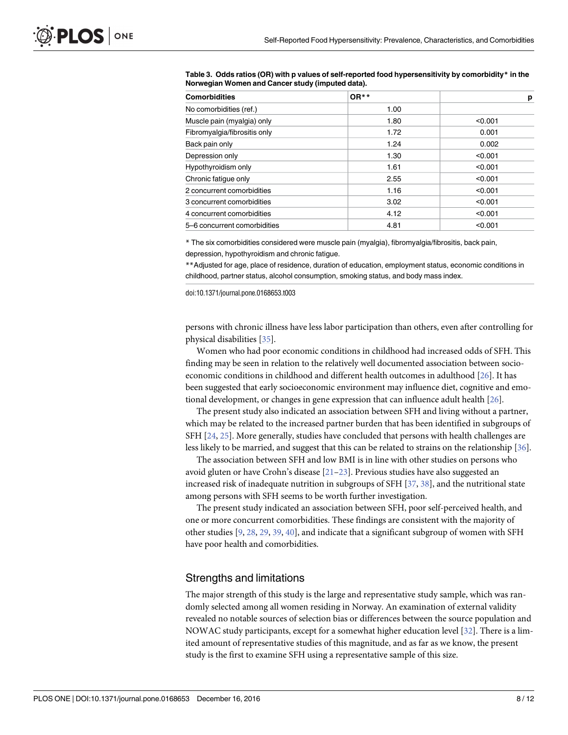**Table 3. Odds ratios (OR) with p values of self-reported food hypersensitivity by comorbidity* in the Norwegian Women and Cancer study (imputed data).**

| Comorbidities | OR** | p |
|---|---|---|
| No comorbidities (ref.) | 1.00 | |
| Muscle pain (myalgia) only | 1.80 | <0.001 |
| Fibromyalgia/fibrositis only | 1.72 | 0.001 |
| Back pain only | 1.24 | 0.002 |
| Depression only | 1.30 | <0.001 |
| Hypothyroidism only | 1.61 | <0.001 |
| Chronic fatigue only | 2.55 | <0.001 |
| 2 concurrent comorbidities | 1.16 | <0.001 |
| 3 concurrent comorbidities | 3.02 | <0.001 |
| 4 concurrent comorbidities | 4.12 | <0.001 |
| 5–6 concurrent comorbidities | 4.81 | <0.001 |

* The six comorbidities considered were muscle pain (myalgia), fibromyalgia/fibrositis, back pain, depression, hypothyroidism and chronic fatigue.

**Adjusted for age, place of residence, duration of education, employment status, economic conditions in childhood, partner status, alcohol consumption, smoking status, and body mass index.

doi:10.1371/journal.pone.0168653.t003

persons with chronic illness have less labor participation than others, even after controlling for physical disabilities [35].

Women who had poor economic conditions in childhood had increased odds of SFH. This finding may be seen in relation to the relatively well documented association between socio-economic conditions in childhood and different health outcomes in adulthood [26]. It has been suggested that early socioeconomic environment may influence diet, cognitive and emotional development, or changes in gene expression that can influence adult health [26].

The present study also indicated an association between SFH and living without a partner, which may be related to the increased partner burden that has been identified in subgroups of SFH [24, 25]. More generally, studies have concluded that persons with health challenges are less likely to be married, and suggest that this can be related to strains on the relationship [36].

The association between SFH and low BMI is in line with other studies on persons who avoid gluten or have Crohn's disease [21–23]. Previous studies have also suggested an increased risk of inadequate nutrition in subgroups of SFH [37, 38], and the nutritional state among persons with SFH seems to be worth further investigation.

The present study indicated an association between SFH, poor self-perceived health, and one or more concurrent comorbidities. These findings are consistent with the majority of other studies [9, 28, 29, 39, 40], and indicate that a significant subgroup of women with SFH have poor health and comorbidities.

## Strengths and limitations

The major strength of this study is the large and representative study sample, which was randomly selected among all women residing in Norway. An examination of external validity revealed no notable sources of selection bias or differences between the source population and NOWAC study participants, except for a somewhat higher education level [32]. There is a limited amount of representative studies of this magnitude, and as far as we know, the present study is the first to examine SFH using a representative sample of this size.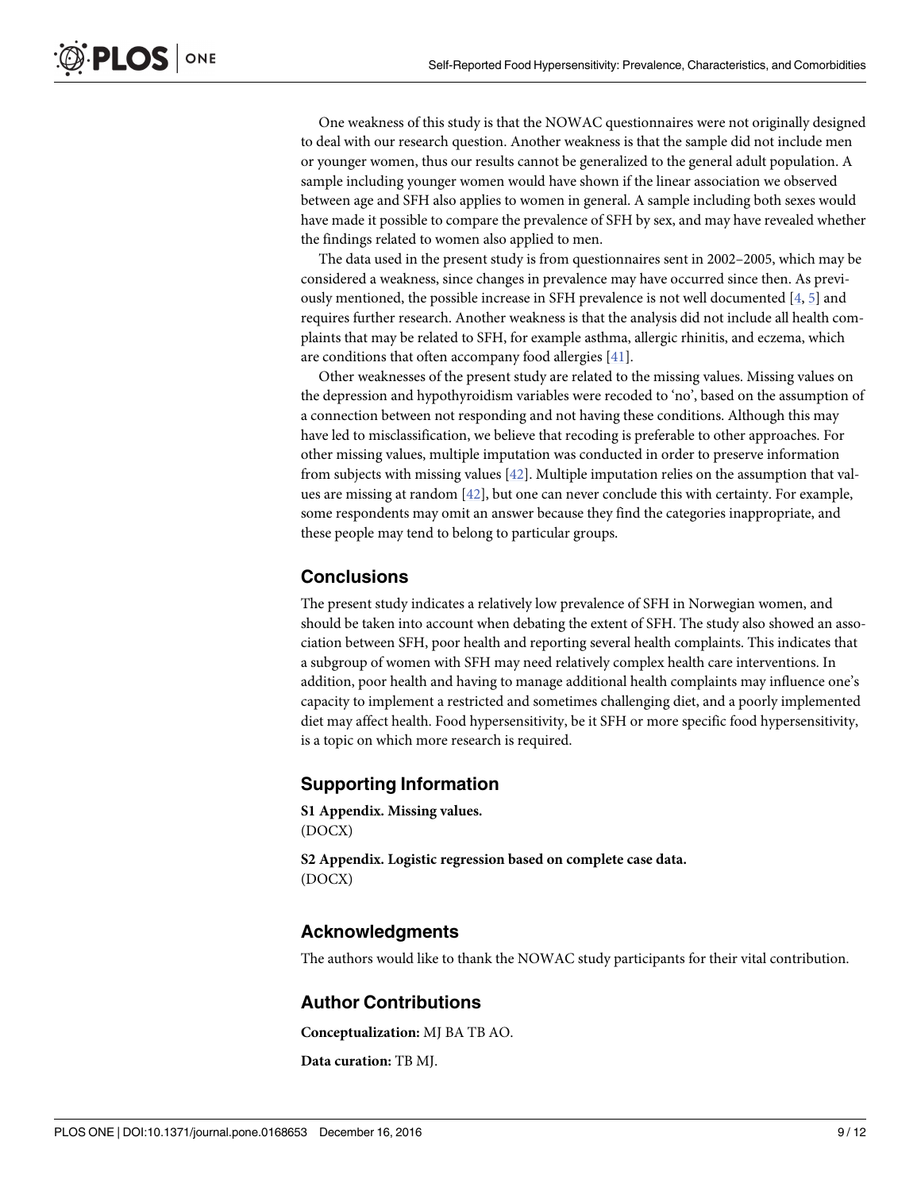One weakness of this study is that the NOWAC questionnaires were not originally designed to deal with our research question. Another weakness is that the sample did not include men or younger women, thus our results cannot be generalized to the general adult population. A sample including younger women would have shown if the linear association we observed between age and SFH also applies to women in general. A sample including both sexes would have made it possible to compare the prevalence of SFH by sex, and may have revealed whether the findings related to women also applied to men.

The data used in the present study is from questionnaires sent in 2002–2005, which may be considered a weakness, since changes in prevalence may have occurred since then. As previously mentioned, the possible increase in SFH prevalence is not well documented [4, 5] and requires further research. Another weakness is that the analysis did not include all health complaints that may be related to SFH, for example asthma, allergic rhinitis, and eczema, which are conditions that often accompany food allergies [41].

Other weaknesses of the present study are related to the missing values. Missing values on the depression and hypothyroidism variables were recoded to 'no', based on the assumption of a connection between not responding and not having these conditions. Although this may have led to misclassification, we believe that recoding is preferable to other approaches. For other missing values, multiple imputation was conducted in order to preserve information from subjects with missing values [42]. Multiple imputation relies on the assumption that values are missing at random [42], but one can never conclude this with certainty. For example, some respondents may omit an answer because they find the categories inappropriate, and these people may tend to belong to particular groups.

## Conclusions

The present study indicates a relatively low prevalence of SFH in Norwegian women, and should be taken into account when debating the extent of SFH. The study also showed an association between SFH, poor health and reporting several health complaints. This indicates that a subgroup of women with SFH may need relatively complex health care interventions. In addition, poor health and having to manage additional health complaints may influence one's capacity to implement a restricted and sometimes challenging diet, and a poorly implemented diet may affect health. Food hypersensitivity, be it SFH or more specific food hypersensitivity, is a topic on which more research is required.

## Supporting Information

**S1 Appendix. Missing values.**
(DOCX)

**S2 Appendix. Logistic regression based on complete case data.**
(DOCX)

## Acknowledgments

The authors would like to thank the NOWAC study participants for their vital contribution.

## Author Contributions

**Conceptualization:** MJ BA TB AO.

**Data curation:** TB MJ.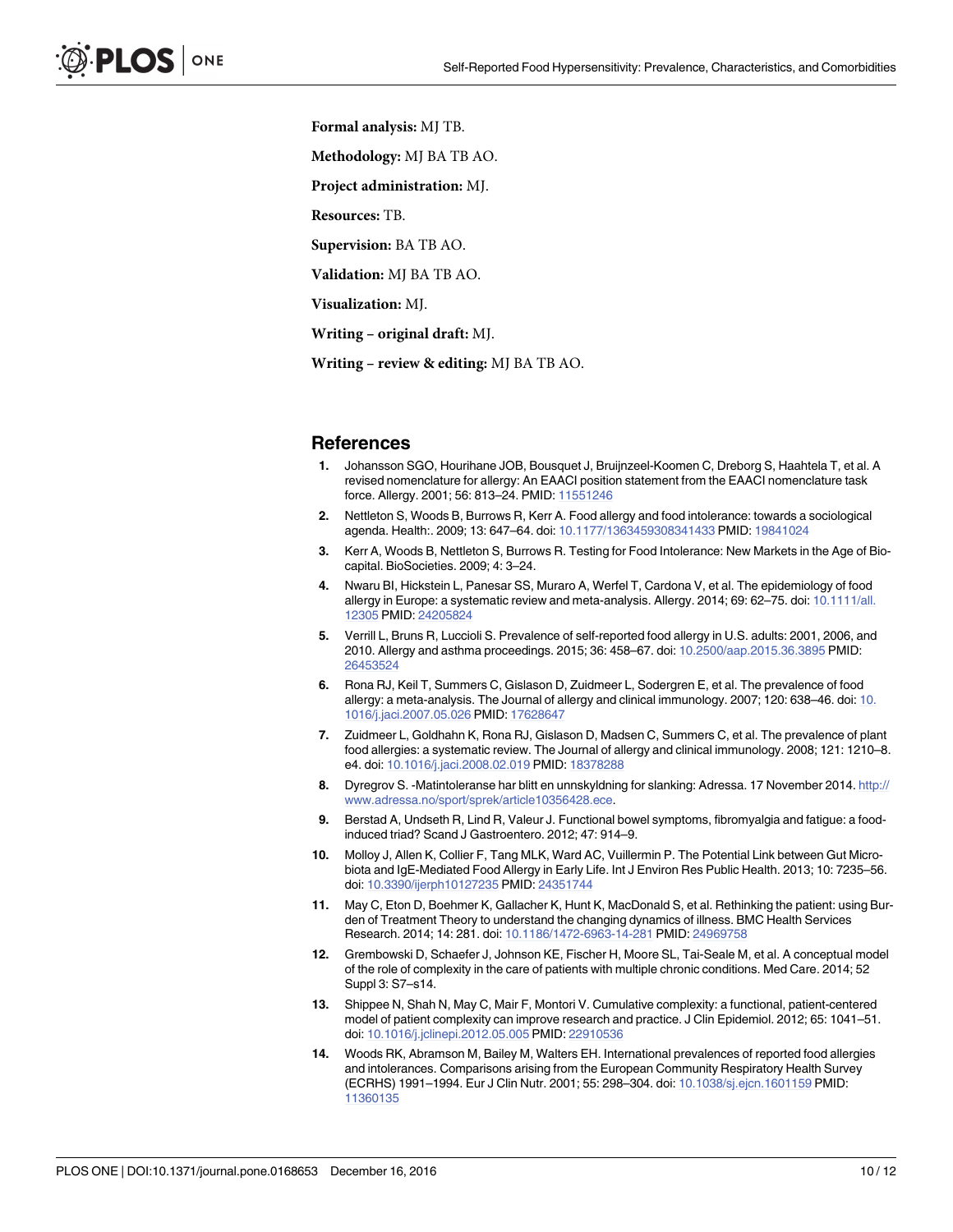**Formal analysis:** MJ TB.

**Methodology:** MJ BA TB AO.

**Project administration:** MJ.

**Resources:** TB.

**Supervision:** BA TB AO.

**Validation:** MJ BA TB AO.

**Visualization:** MJ.

**Writing – original draft:** MJ.

**Writing – review & editing:** MJ BA TB AO.

## References

1. Johansson SGO, Hourihane JOB, Bousquet J, Bruijnzeel-Koomen C, Dreborg S, Haahtela T, et al. A revised nomenclature for allergy: An EAACI position statement from the EAACI nomenclature task force. Allergy. 2001; 56: 813–24. PMID: 11551246
2. Nettleton S, Woods B, Burrows R, Kerr A. Food allergy and food intolerance: towards a sociological agenda. Health:. 2009; 13: 647–64. doi: 10.1177/1363459308341433 PMID: 19841024
3. Kerr A, Woods B, Nettleton S, Burrows R. Testing for Food Intolerance: New Markets in the Age of Biocapital. BioSocieties. 2009; 4: 3–24.
4. Nwaru BI, Hickstein L, Panesar SS, Muraro A, Werfel T, Cardona V, et al. The epidemiology of food allergy in Europe: a systematic review and meta-analysis. Allergy. 2014; 69: 62–75. doi: 10.1111/all.12305 PMID: 24205824
5. Verrill L, Bruns R, Luccioli S. Prevalence of self-reported food allergy in U.S. adults: 2001, 2006, and 2010. Allergy and asthma proceedings. 2015; 36: 458–67. doi: 10.2500/aap.2015.36.3895 PMID: 26453524
6. Rona RJ, Keil T, Summers C, Gislason D, Zuidmeer L, Sodergren E, et al. The prevalence of food allergy: a meta-analysis. The Journal of allergy and clinical immunology. 2007; 120: 638–46. doi: 10.1016/j.jaci.2007.05.026 PMID: 17628647
7. Zuidmeer L, Goldhahn K, Rona RJ, Gislason D, Madsen C, Summers C, et al. The prevalence of plant food allergies: a systematic review. The Journal of allergy and clinical immunology. 2008; 121: 1210–8. e4. doi: 10.1016/j.jaci.2008.02.019 PMID: 18378288
8. Dyregrov S. -Matintoleranse har blitt en unnskyldning for slanking: Adressa. 17 November 2014. http://www.adressa.no/sport/sprek/article10356428.ece.
9. Berstad A, Undseth R, Lind R, Valeur J. Functional bowel symptoms, fibromyalgia and fatigue: a food-induced triad? Scand J Gastroentero. 2012; 47: 914–9.
10. Molloy J, Allen K, Collier F, Tang MLK, Ward AC, Vuillermin P. The Potential Link between Gut Microbiota and IgE-Mediated Food Allergy in Early Life. Int J Environ Res Public Health. 2013; 10: 7235–56. doi: 10.3390/ijerph10127235 PMID: 24351744
11. May C, Eton D, Boehmer K, Gallacher K, Hunt K, MacDonald S, et al. Rethinking the patient: using Burden of Treatment Theory to understand the changing dynamics of illness. BMC Health Services Research. 2014; 14: 281. doi: 10.1186/1472-6963-14-281 PMID: 24969758
12. Grembowski D, Schaefer J, Johnson KE, Fischer H, Moore SL, Tai-Seale M, et al. A conceptual model of the role of complexity in the care of patients with multiple chronic conditions. Med Care. 2014; 52 Suppl 3: S7–s14.
13. Shippee N, Shah N, May C, Mair F, Montori V. Cumulative complexity: a functional, patient-centered model of patient complexity can improve research and practice. J Clin Epidemiol. 2012; 65: 1041–51. doi: 10.1016/j.jclinepi.2012.05.005 PMID: 22910536
14. Woods RK, Abramson M, Bailey M, Walters EH. International prevalences of reported food allergies and intolerances. Comparisons arising from the European Community Respiratory Health Survey (ECRHS) 1991–1994. Eur J Clin Nutr. 2001; 55: 298–304. doi: 10.1038/sj.ejcn.1601159 PMID: 11360135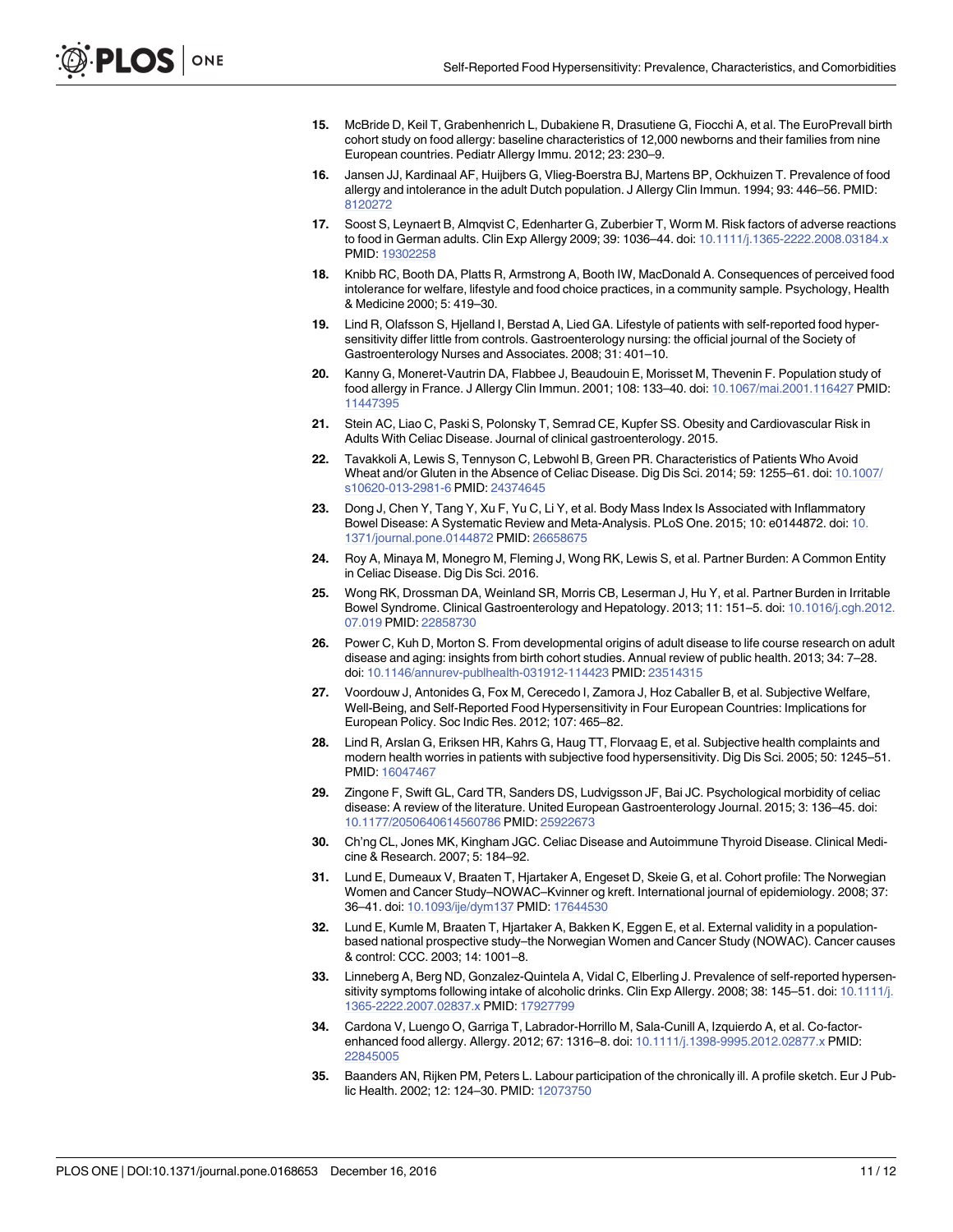15. McBride D, Keil T, Grabenhenrich L, Dubakiene R, Drasutiene G, Fiocchi A, et al. The EuroPrevall birth cohort study on food allergy: baseline characteristics of 12,000 newborns and their families from nine European countries. Pediatr Allergy Immu. 2012; 23: 230–9.
16. Jansen JJ, Kardinaal AF, Huijbers G, Vlieg-Boerstra BJ, Martens BP, Ockhuizen T. Prevalence of food allergy and intolerance in the adult Dutch population. J Allergy Clin Immun. 1994; 93: 446–56. PMID: 8120272
17. Soost S, Leynaert B, Almqvist C, Edenharter G, Zuberbier T, Worm M. Risk factors of adverse reactions to food in German adults. Clin Exp Allergy 2009; 39: 1036–44. doi: 10.1111/j.1365-2222.2008.03184.x PMID: 19302258
18. Knibb RC, Booth DA, Platts R, Armstrong A, Booth IW, MacDonald A. Consequences of perceived food intolerance for welfare, lifestyle and food choice practices, in a community sample. Psychology, Health & Medicine 2000; 5: 419–30.
19. Lind R, Olafsson S, Hjelland I, Berstad A, Lied GA. Lifestyle of patients with self-reported food hypersensitivity differ little from controls. Gastroenterology nursing: the official journal of the Society of Gastroenterology Nurses and Associates. 2008; 31: 401–10.
20. Kanny G, Moneret-Vautrin DA, Flabbee J, Beaudouin E, Morisset M, Thevenin F. Population study of food allergy in France. J Allergy Clin Immun. 2001; 108: 133–40. doi: 10.1067/mai.2001.116427 PMID: 11447395
21. Stein AC, Liao C, Paski S, Polonsky T, Semrad CE, Kupfer SS. Obesity and Cardiovascular Risk in Adults With Celiac Disease. Journal of clinical gastroenterology. 2015.
22. Tavakkoli A, Lewis S, Tennyson C, Lebwohl B, Green PR. Characteristics of Patients Who Avoid Wheat and/or Gluten in the Absence of Celiac Disease. Dig Dis Sci. 2014; 59: 1255–61. doi: 10.1007/s10620-013-2981-6 PMID: 24374645
23. Dong J, Chen Y, Tang Y, Xu F, Yu C, Li Y, et al. Body Mass Index Is Associated with Inflammatory Bowel Disease: A Systematic Review and Meta-Analysis. PLoS One. 2015; 10: e0144872. doi: 10.1371/journal.pone.0144872 PMID: 26658675
24. Roy A, Minaya M, Monegro M, Fleming J, Wong RK, Lewis S, et al. Partner Burden: A Common Entity in Celiac Disease. Dig Dis Sci. 2016.
25. Wong RK, Drossman DA, Weinland SR, Morris CB, Leserman J, Hu Y, et al. Partner Burden in Irritable Bowel Syndrome. Clinical Gastroenterology and Hepatology. 2013; 11: 151–5. doi: 10.1016/j.cgh.2012.07.019 PMID: 22858730
26. Power C, Kuh D, Morton S. From developmental origins of adult disease to life course research on adult disease and aging: insights from birth cohort studies. Annual review of public health. 2013; 34: 7–28. doi: 10.1146/annurev-publhealth-031912-114423 PMID: 23514315
27. Voordouw J, Antonides G, Fox M, Cerecedo I, Zamora J, Hoz Caballer B, et al. Subjective Welfare, Well-Being, and Self-Reported Food Hypersensitivity in Four European Countries: Implications for European Policy. Soc Indic Res. 2012; 107: 465–82.
28. Lind R, Arslan G, Eriksen HR, Kahrs G, Haug TT, Florvaag E, et al. Subjective health complaints and modern health worries in patients with subjective food hypersensitivity. Dig Dis Sci. 2005; 50: 1245–51. PMID: 16047467
29. Zingone F, Swift GL, Card TR, Sanders DS, Ludvigsson JF, Bai JC. Psychological morbidity of celiac disease: A review of the literature. United European Gastroenterology Journal. 2015; 3: 136–45. doi: 10.1177/2050640614560786 PMID: 25922673
30. Ch'ng CL, Jones MK, Kingham JGC. Celiac Disease and Autoimmune Thyroid Disease. Clinical Medicine & Research. 2007; 5: 184–92.
31. Lund E, Dumeaux V, Braaten T, Hjartaker A, Engeset D, Skeie G, et al. Cohort profile: The Norwegian Women and Cancer Study–NOWAC–Kvinner og kreft. International journal of epidemiology. 2008; 37: 36–41. doi: 10.1093/ije/dym137 PMID: 17644530
32. Lund E, Kumle M, Braaten T, Hjartaker A, Bakken K, Eggen E, et al. External validity in a population-based national prospective study–the Norwegian Women and Cancer Study (NOWAC). Cancer causes & control: CCC. 2003; 14: 1001–8.
33. Linneberg A, Berg ND, Gonzalez-Quintela A, Vidal C, Elberling J. Prevalence of self-reported hypersensitivity symptoms following intake of alcoholic drinks. Clin Exp Allergy. 2008; 38: 145–51. doi: 10.1111/j.1365-2222.2007.02837.x PMID: 17927799
34. Cardona V, Luengo O, Garriga T, Labrador-Horrillo M, Sala-Cunill A, Izquierdo A, et al. Co-factor-enhanced food allergy. Allergy. 2012; 67: 1316–8. doi: 10.1111/j.1398-9995.2012.02877.x PMID: 22845005
35. Baanders AN, Rijken PM, Peters L. Labour participation of the chronically ill. A profile sketch. Eur J Public Health. 2002; 12: 124–30. PMID: 12073750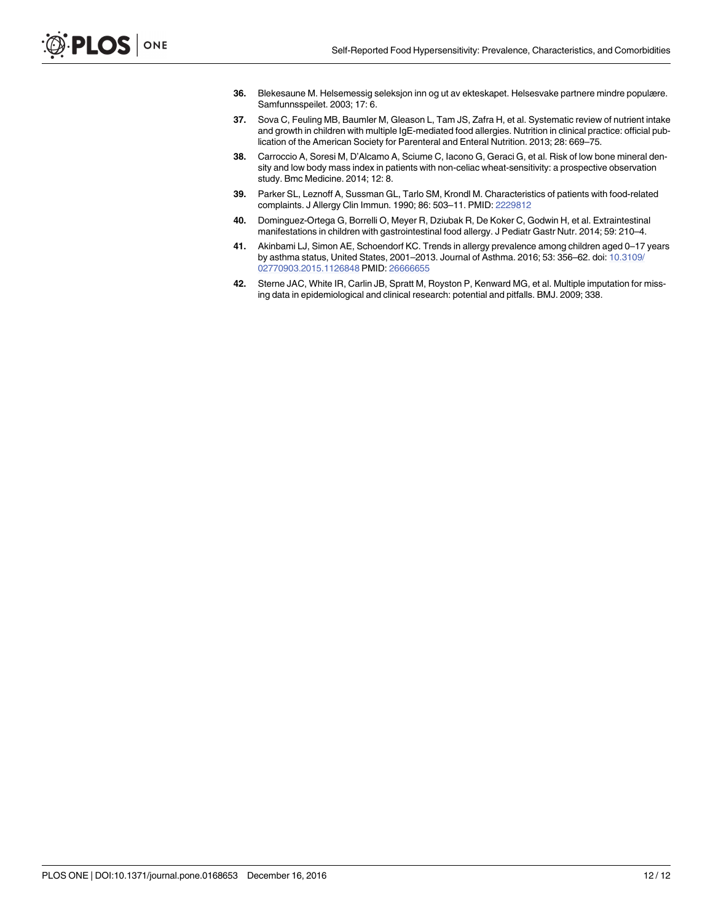36. Blekesaune M. Helsemessig seleksjon inn og ut av ekteskapet. Helsesvake partnere mindre populære. Samfunnsspeilet. 2003; 17: 6.
37. Sova C, Feuling MB, Baumler M, Gleason L, Tam JS, Zafra H, et al. Systematic review of nutrient intake and growth in children with multiple IgE-mediated food allergies. Nutrition in clinical practice: official publication of the American Society for Parenteral and Enteral Nutrition. 2013; 28: 669–75.
38. Carroccio A, Soresi M, D'Alcamo A, Sciume C, Iacono G, Geraci G, et al. Risk of low bone mineral density and low body mass index in patients with non-celiac wheat-sensitivity: a prospective observation study. Bmc Medicine. 2014; 12: 8.
39. Parker SL, Leznoff A, Sussman GL, Tarlo SM, Krondl M. Characteristics of patients with food-related complaints. J Allergy Clin Immun. 1990; 86: 503–11. PMID: 2229812
40. Dominguez-Ortega G, Borrelli O, Meyer R, Dziubak R, De Koker C, Godwin H, et al. Extraintestinal manifestations in children with gastrointestinal food allergy. J Pediatr Gastr Nutr. 2014; 59: 210–4.
41. Akinbami LJ, Simon AE, Schoendorf KC. Trends in allergy prevalence among children aged 0–17 years by asthma status, United States, 2001–2013. Journal of Asthma. 2016; 53: 356–62. doi: 10.3109/02770903.2015.1126848 PMID: 26666655
42. Sterne JAC, White IR, Carlin JB, Spratt M, Royston P, Kenward MG, et al. Multiple imputation for missing data in epidemiological and clinical research: potential and pitfalls. BMJ. 2009; 338.